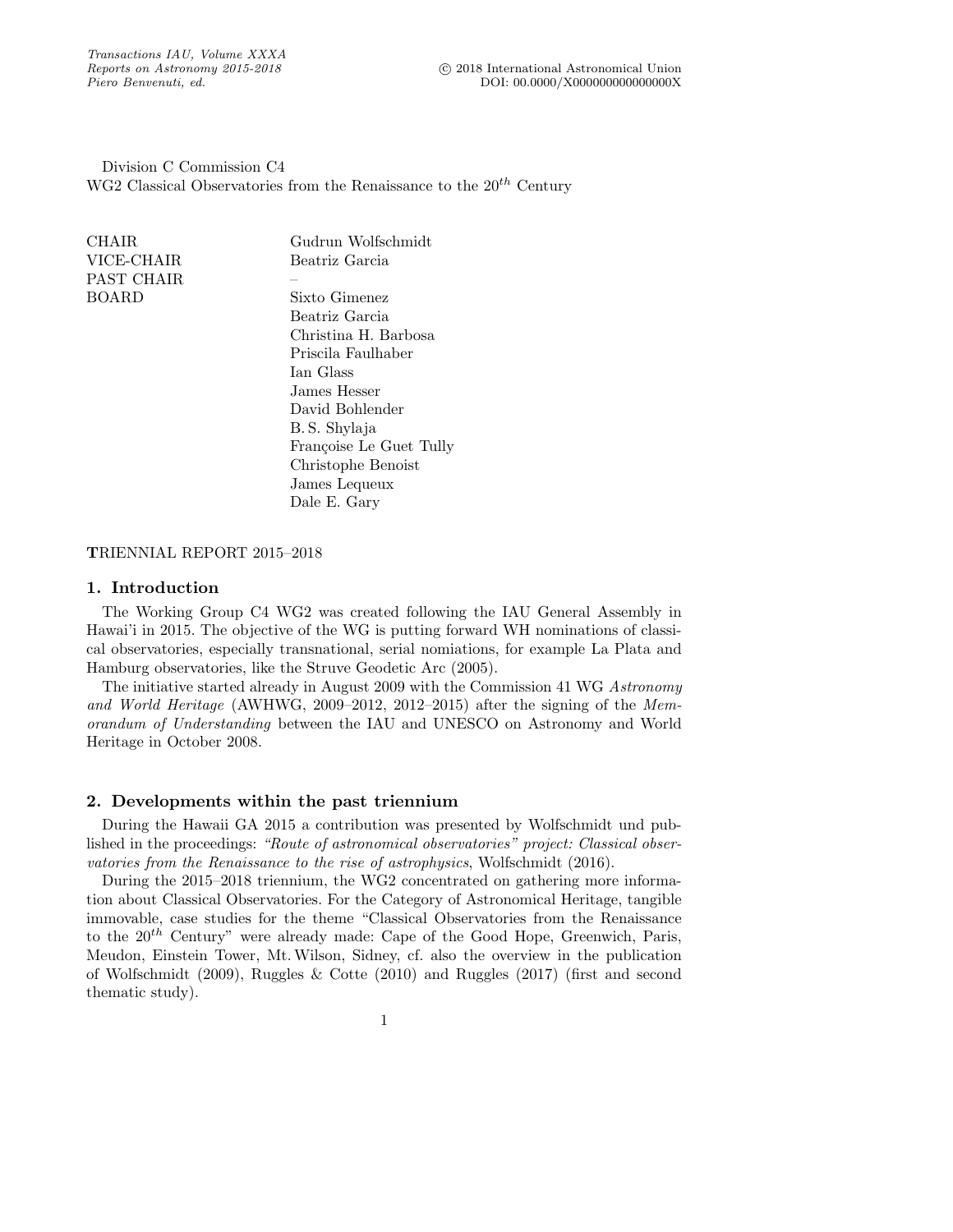Division C Commission C4
WG2 Classical Observatories from the Renaissance to the $20^{th}$ Century

| | |
|---|---|
| CHAIR | Gudrun Wolfschmidt |
| VICE-CHAIR | Beatriz Garcia |
| PAST CHAIR | – |
| BOARD | Sixto Gimenez |
| | Beatriz Garcia |
| | Christina H. Barbosa |
| | Priscila Faulhaber |
| | Ian Glass |
| | James Hesser |
| | David Bohlender |
| | B. S. Shylaja |
| | Françoise Le Guet Tully |
| | Christophe Benoist |
| | James Lequeux |
| | Dale E. Gary |

**T**RIENNIAL REPORT 2015–2018

## 1. Introduction

The Working Group C4 WG2 was created following the IAU General Assembly in Hawai'i in 2015. The objective of the WG is putting forward WH nominations of classical observatories, especially transnational, serial nomiations, for example La Plata and Hamburg observatories, like the Struve Geodetic Arc (2005).

The initiative started already in August 2009 with the Commission 41 WG *Astronomy and World Heritage* (AWHWG, 2009–2012, 2012–2015) after the signing of the *Memorandum of Understanding* between the IAU and UNESCO on Astronomy and World Heritage in October 2008.

## 2. Developments within the past triennium

During the Hawaii GA 2015 a contribution was presented by Wolfschmidt und published in the proceedings: *"Route of astronomical observatories" project: Classical observatories from the Renaissance to the rise of astrophysics*, Wolfschmidt (2016).

During the 2015–2018 triennium, the WG2 concentrated on gathering more information about Classical Observatories. For the Category of Astronomical Heritage, tangible immovable, case studies for the theme "Classical Observatories from the Renaissance to the $20^{th}$ Century" were already made: Cape of the Good Hope, Greenwich, Paris, Meudon, Einstein Tower, Mt. Wilson, Sidney, cf. also the overview in the publication of Wolfschmidt (2009), Ruggles & Cotte (2010) and Ruggles (2017) (first and second thematic study).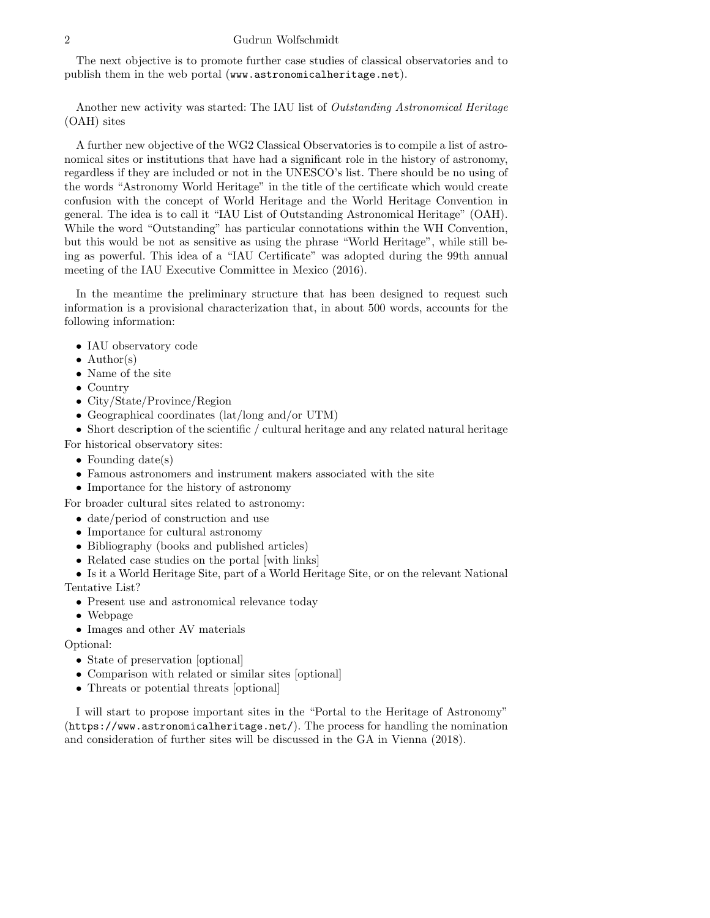The next objective is to promote further case studies of classical observatories and to publish them in the web portal (`www.astronomicalheritage.net`).

Another new activity was started: The IAU list of *Outstanding Astronomical Heritage* (OAH) sites

A further new objective of the WG2 Classical Observatories is to compile a list of astronomical sites or institutions that have had a significant role in the history of astronomy, regardless if they are included or not in the UNESCO's list. There should be no using of the words "Astronomy World Heritage" in the title of the certificate which would create confusion with the concept of World Heritage and the World Heritage Convention in general. The idea is to call it "IAU List of Outstanding Astronomical Heritage" (OAH). While the word "Outstanding" has particular connotations within the WH Convention, but this would be not as sensitive as using the phrase "World Heritage", while still being as powerful. This idea of a "IAU Certificate" was adopted during the 99th annual meeting of the IAU Executive Committee in Mexico (2016).

In the meantime the preliminary structure that has been designed to request such information is a provisional characterization that, in about 500 words, accounts for the following information:

- IAU observatory code
- Author(s)
- Name of the site
- Country
- City/State/Province/Region
- Geographical coordinates (lat/long and/or UTM)
- Short description of the scientific / cultural heritage and any related natural heritage

For historical observatory sites:

- Founding date(s)
- Famous astronomers and instrument makers associated with the site
- Importance for the history of astronomy

For broader cultural sites related to astronomy:

- date/period of construction and use
- Importance for cultural astronomy
- Bibliography (books and published articles)
- Related case studies on the portal [with links]
- Is it a World Heritage Site, part of a World Heritage Site, or on the relevant National Tentative List?
- Present use and astronomical relevance today
- Webpage
- Images and other AV materials

Optional:

- State of preservation [optional]
- Comparison with related or similar sites [optional]
- Threats or potential threats [optional]

I will start to propose important sites in the "Portal to the Heritage of Astronomy" (`https://www.astronomicalheritage.net/`). The process for handling the nomination and consideration of further sites will be discussed in the GA in Vienna (2018).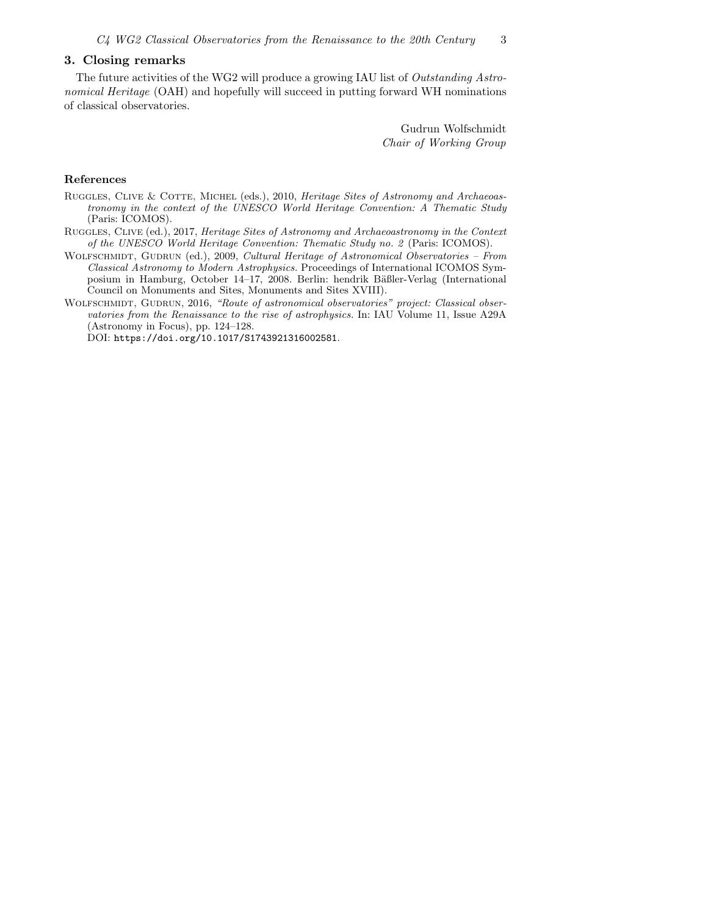## 3. Closing remarks

The future activities of the WG2 will produce a growing IAU list of *Outstanding Astronomical Heritage* (OAH) and hopefully will succeed in putting forward WH nominations of classical observatories.

Gudrun Wolfschmidt
*Chair of Working Group*

## References

Ruggles, Clive & Cotte, Michel (eds.), 2010, *Heritage Sites of Astronomy and Archaeoastronomy in the context of the UNESCO World Heritage Convention: A Thematic Study* (Paris: ICOMOS).

Ruggles, Clive (ed.), 2017, *Heritage Sites of Astronomy and Archaeoastronomy in the Context of the UNESCO World Heritage Convention: Thematic Study no. 2* (Paris: ICOMOS).

Wolfschmidt, Gudrun (ed.), 2009, *Cultural Heritage of Astronomical Observatories – From Classical Astronomy to Modern Astrophysics.* Proceedings of International ICOMOS Symposium in Hamburg, October 14–17, 2008. Berlin: hendrik Bäßler-Verlag (International Council on Monuments and Sites, Monuments and Sites XVIII).

Wolfschmidt, Gudrun, 2016, *"Route of astronomical observatories" project: Classical observatories from the Renaissance to the rise of astrophysics.* In: IAU Volume 11, Issue A29A (Astronomy in Focus), pp. 124–128.
DOI: `https://doi.org/10.1017/S1743921316002581`.